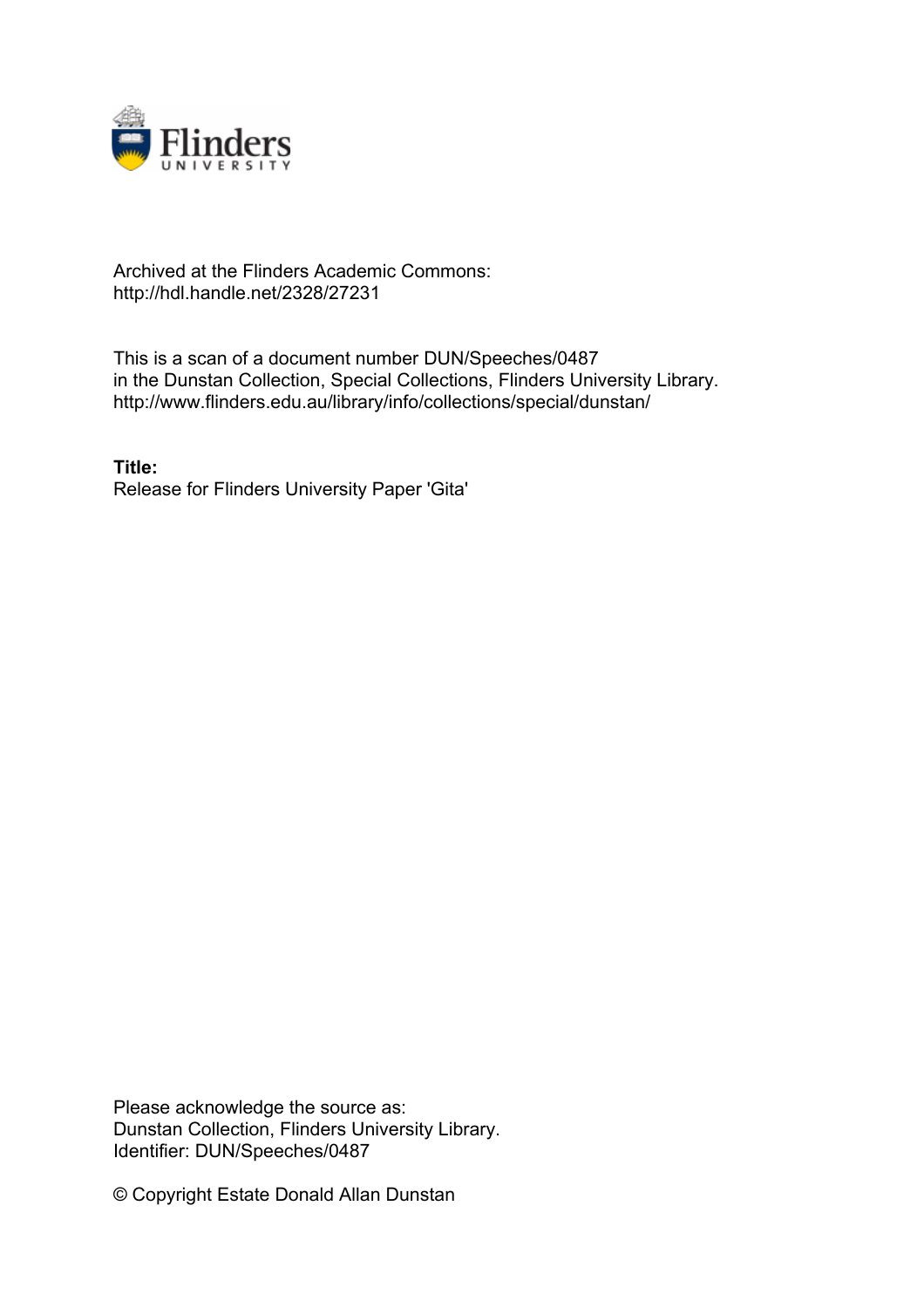Archived at the Flinders Academic Commons:
http://hdl.handle.net/2328/27231

This is a scan of a document number DUN/Speeches/0487
in the Dunstan Collection, Special Collections, Flinders University Library.
http://www.flinders.edu.au/library/info/collections/special/dunstan/

**Title:**
Release for Flinders University Paper 'Gita'

Please acknowledge the source as:
Dunstan Collection, Flinders University Library.
Identifier: DUN/Speeches/0487

© Copyright Estate Donald Allan Dunstan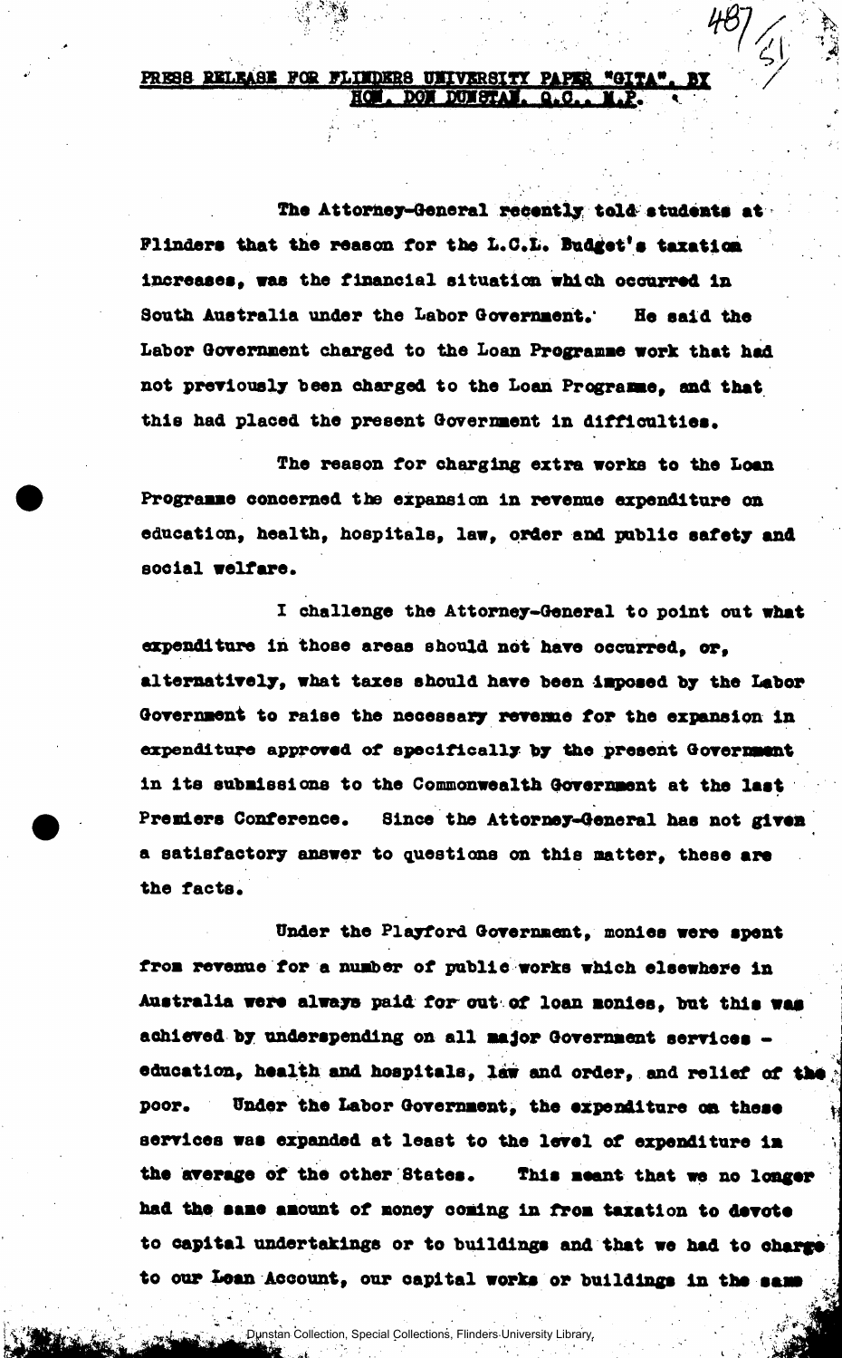**PRESS RELEASE FOR FLINDERS UNIVERSITY PAPER "GITA", BY HON. DON DUNSTAN, Q.C., M.P.**

The Attorney-General recently told students at Flinders that the reason for the L.C.L. Budget's taxation increases, was the financial situation which occurred in South Australia under the Labor Government. He said the Labor Government charged to the Loan Programme work that had not previously been charged to the Loan Programme, and that this had placed the present Government in difficulties.

The reason for charging extra works to the Loan Programme concerned the expansion in revenue expenditure on education, health, hospitals, law, order and public safety and social welfare.

I challenge the Attorney-General to point out what expenditure in those areas should not have occurred, or, alternatively, what taxes should have been imposed by the Labor Government to raise the necessary revenue for the expansion in expenditure approved of specifically by the present Government in its submissions to the Commonwealth Government at the last Premiers Conference. Since the Attorney-General has not given a satisfactory answer to questions on this matter, these are the facts.

Under the Playford Government, monies were spent from revenue for a number of public works which elsewhere in Australia were always paid for out of loan monies, but this was achieved by underspending on all major Government services - education, health and hospitals, law and order, and relief of the poor. Under the Labor Government, the expenditure on these services was expanded at least to the level of expenditure in the average of the other States. This meant that we no longer had the same amount of money coming in from taxation to devote to capital undertakings or to buildings and that we had to charge to our Loan Account, our capital works or buildings in the same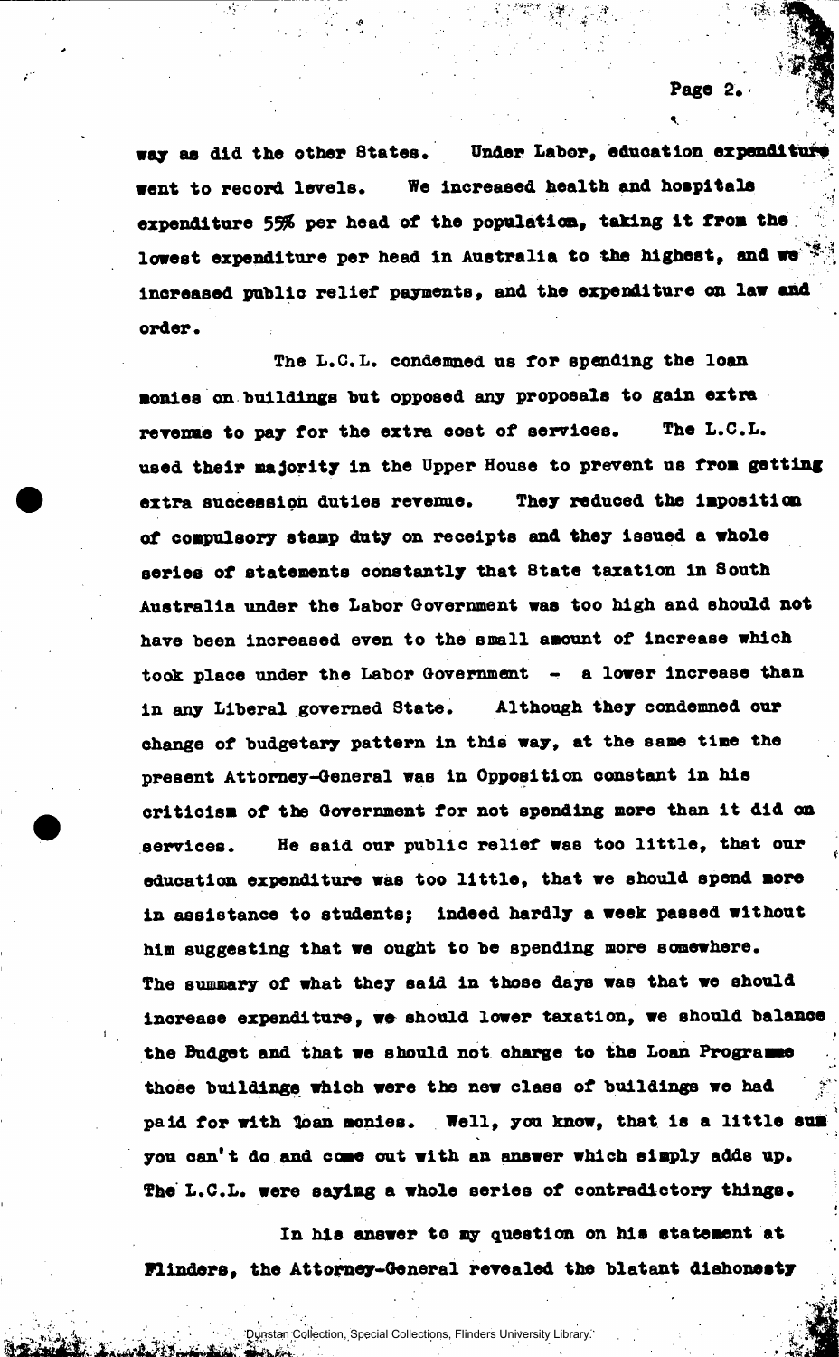way as did the other States. Under Labor, education expenditure went to record levels. We increased health and hospitals expenditure 55% per head of the population, taking it from the lowest expenditure per head in Australia to the highest, and we increased public relief payments, and the expenditure on law and order.

The L.C.L. condemned us for spending the loan monies on buildings but opposed any proposals to gain extra revenue to pay for the extra cost of services. The L.C.L. used their majority in the Upper House to prevent us from getting extra succession duties revenue. They reduced the imposition of compulsory stamp duty on receipts and they issued a whole series of statements constantly that State taxation in South Australia under the Labor Government was too high and should not have been increased even to the small amount of increase which took place under the Labor Government - a lower increase than in any Liberal governed State. Although they condemned our change of budgetary pattern in this way, at the same time the present Attorney-General was in Opposition constant in his criticism of the Government for not spending more than it did on services. He said our public relief was too little, that our education expenditure was too little, that we should spend more in assistance to students; indeed hardly a week passed without him suggesting that we ought to be spending more somewhere. The summary of what they said in those days was that we should increase expenditure, we should lower taxation, we should balance the Budget and that we should not charge to the Loan Programme those buildings which were the new class of buildings we had paid for with loan monies. Well, you know, that is a little sum you can't do and come out with an answer which simply adds up. The L.C.L. were saying a whole series of contradictory things.

In his answer to my question on his statement at Flinders, the Attorney-General revealed the blatant dishonesty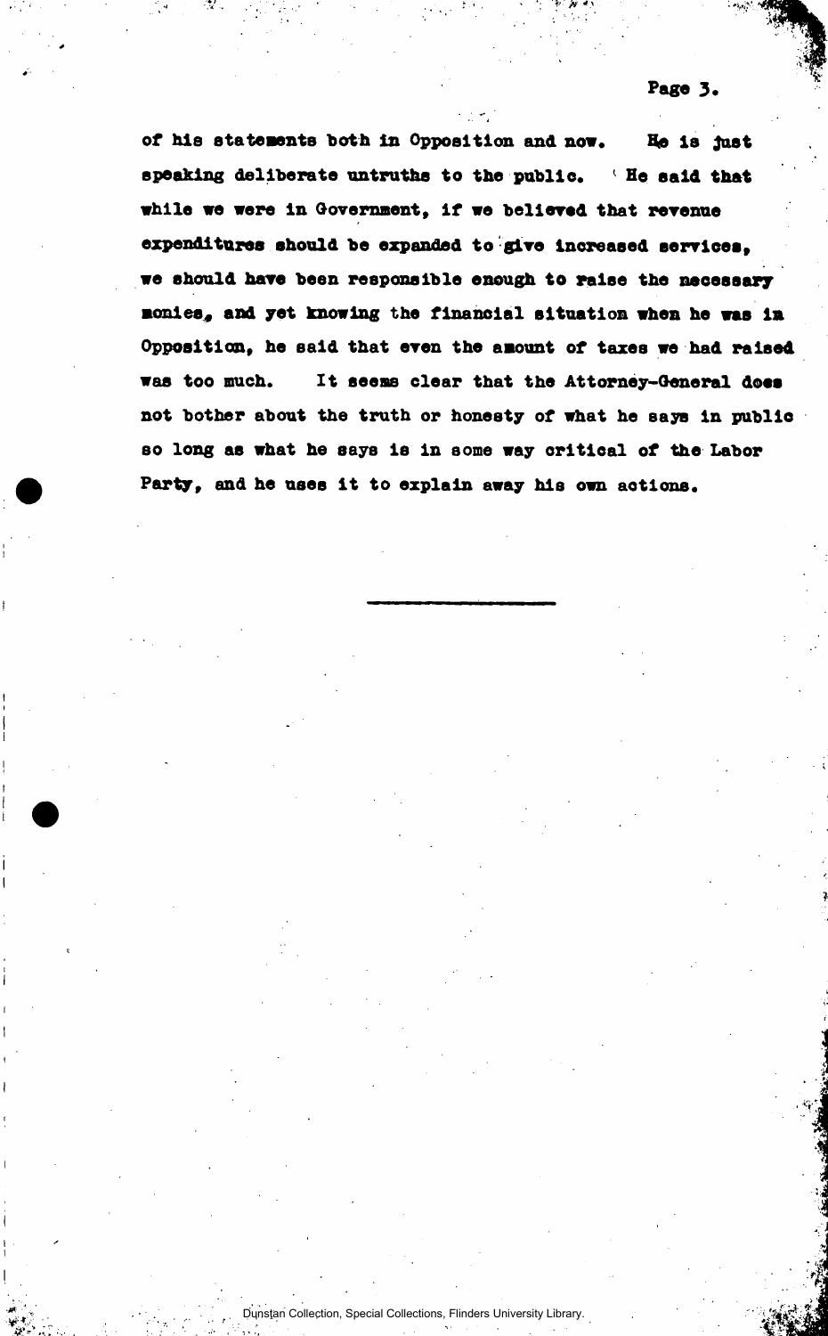of his statements both in Opposition and now. He is just speaking deliberate untruths to the public. He said that while we were in Government, if we believed that revenue expenditures should be expanded to give increased services, we should have been responsible enough to raise the necessary monies, and yet knowing the financial situation when he was in Opposition, he said that even the amount of taxes we had raised was too much. It seems clear that the Attorney-General does not bother about the truth or honesty of what he says in public so long as what he says is in some way critical of the Labor Party, and he uses it to explain away his own actions.

---

Dunstan Collection, Special Collections, Flinders University Library.